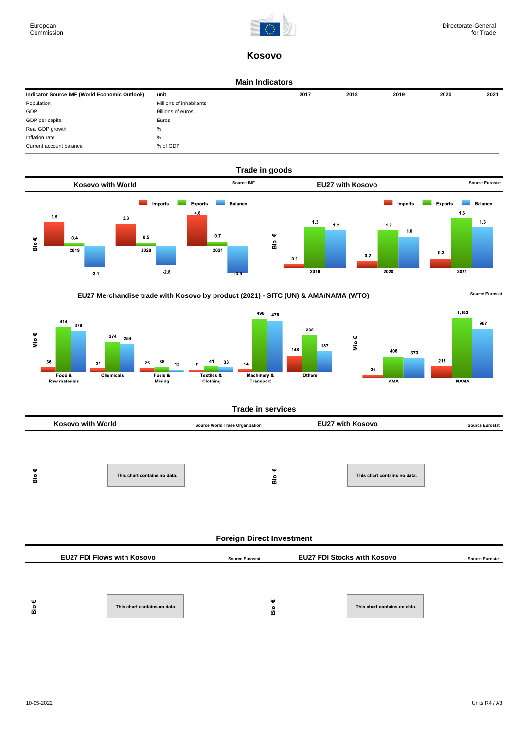# Kosovo

## Main Indicators

| Indicator Source IMF (World Economic Outlook) | unit | 2017 | 2018 | 2019 | 2020 | 2021 |
|---|---|---|---|---|---|---|
| Population | Millions of inhabitants | | | | | |
| GDP | Billions of euros | | | | | |
| GDP per capita | Euros | | | | | |
| Real GDP growth | % | | | | | |
| Inflation rate | % | | | | | |
| Current account balance | % of GDP | | | | | |

## Trade in goods

### Kosovo with World

Source IMF

Imports Exports Balance

Bio €

2019: 3.5, 0.4, -3.1
2020: 3.3, 0.5, -2.8
2021: 4.6, 0.7, -3.9

### EU27 with Kosovo

Source Eurostat

Imports Exports Balance

Bio €

2019: 0.1, 1.3, 1.2
2020: 0.2, 1.2, 1.0
2021: 0.3, 1.6, 1.3

### EU27 Merchandise trade with Kosovo by product (2021) - SITC (UN) & AMA/NAMA (WTO)

Source Eurostat

Mio €

Food & Raw materials: 36, 414, 378
Chemicals: 21, 274, 254
Fuels & Mining: 25, 38, 12
Textiles & Clothing: 7, 41, 33
Machinery & Transport: 14, 490, 476
Others: 148, 335, 187

Mio €

AMA: 36, 408, 373
NAMA: 216, 1,183, 967

## Trade in services

### Kosovo with World

Source World Trade Organization

Bio €

This chart contains no data.

### EU27 with Kosovo

Source Eurostat

Bio €

This chart contains no data.

## Foreign Direct Investment

### EU27 FDI Flows with Kosovo

Source Eurostat

Bio €

This chart contains no data.

### EU27 FDI Stocks with Kosovo

Source Eurostat

Bio €

This chart contains no data.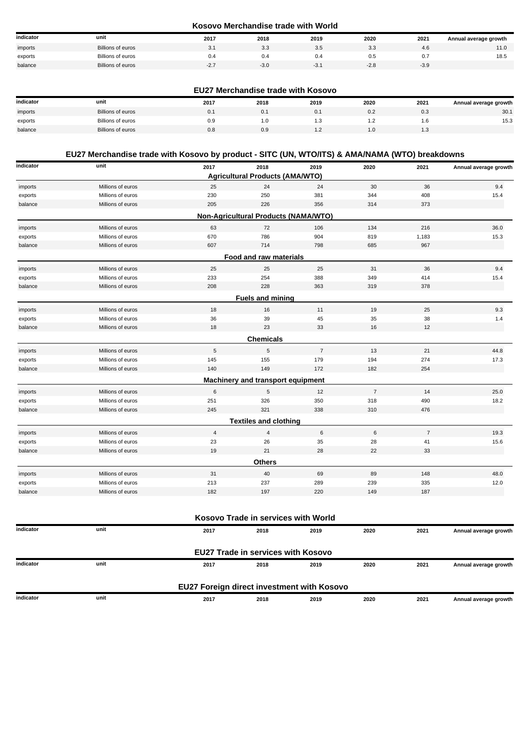### Kosovo Merchandise trade with World

| indicator | unit | 2017 | 2018 | 2019 | 2020 | 2021 | Annual average growth |
|---|---|---|---|---|---|---|---|
| imports | Billions of euros | 3.1 | 3.3 | 3.5 | 3.3 | 4.6 | 11.0 |
| exports | Billions of euros | 0.4 | 0.4 | 0.4 | 0.5 | 0.7 | 18.5 |
| balance | Billions of euros | -2.7 | -3.0 | -3.1 | -2.8 | -3.9 | |

### EU27 Merchandise trade with Kosovo

| indicator | unit | 2017 | 2018 | 2019 | 2020 | 2021 | Annual average growth |
|---|---|---|---|---|---|---|---|
| imports | Billions of euros | 0.1 | 0.1 | 0.1 | 0.2 | 0.3 | 30.1 |
| exports | Billions of euros | 0.9 | 1.0 | 1.3 | 1.2 | 1.6 | 15.3 |
| balance | Billions of euros | 0.8 | 0.9 | 1.2 | 1.0 | 1.3 | |

### EU27 Merchandise trade with Kosovo by product - SITC (UN, WTO/ITS) & AMA/NAMA (WTO) breakdowns

| indicator | unit | 2017 | 2018 | 2019 | 2020 | 2021 | Annual average growth |
|---|---|---|---|---|---|---|---|
| **Agricultural Products (AMA/WTO)** | | | | | | | |
| imports | Millions of euros | 25 | 24 | 24 | 30 | 36 | 9.4 |
| exports | Millions of euros | 230 | 250 | 381 | 344 | 408 | 15.4 |
| balance | Millions of euros | 205 | 226 | 356 | 314 | 373 | |
| **Non-Agricultural Products (NAMA/WTO)** | | | | | | | |
| imports | Millions of euros | 63 | 72 | 106 | 134 | 216 | 36.0 |
| exports | Millions of euros | 670 | 786 | 904 | 819 | 1,183 | 15.3 |
| balance | Millions of euros | 607 | 714 | 798 | 685 | 967 | |
| **Food and raw materials** | | | | | | | |
| imports | Millions of euros | 25 | 25 | 25 | 31 | 36 | 9.4 |
| exports | Millions of euros | 233 | 254 | 388 | 349 | 414 | 15.4 |
| balance | Millions of euros | 208 | 228 | 363 | 319 | 378 | |
| **Fuels and mining** | | | | | | | |
| imports | Millions of euros | 18 | 16 | 11 | 19 | 25 | 9.3 |
| exports | Millions of euros | 36 | 39 | 45 | 35 | 38 | 1.4 |
| balance | Millions of euros | 18 | 23 | 33 | 16 | 12 | |
| **Chemicals** | | | | | | | |
| imports | Millions of euros | 5 | 5 | 7 | 13 | 21 | 44.8 |
| exports | Millions of euros | 145 | 155 | 179 | 194 | 274 | 17.3 |
| balance | Millions of euros | 140 | 149 | 172 | 182 | 254 | |
| **Machinery and transport equipment** | | | | | | | |
| imports | Millions of euros | 6 | 5 | 12 | 7 | 14 | 25.0 |
| exports | Millions of euros | 251 | 326 | 350 | 318 | 490 | 18.2 |
| balance | Millions of euros | 245 | 321 | 338 | 310 | 476 | |
| **Textiles and clothing** | | | | | | | |
| imports | Millions of euros | 4 | 4 | 6 | 6 | 7 | 19.3 |
| exports | Millions of euros | 23 | 26 | 35 | 28 | 41 | 15.6 |
| balance | Millions of euros | 19 | 21 | 28 | 22 | 33 | |
| **Others** | | | | | | | |
| imports | Millions of euros | 31 | 40 | 69 | 89 | 148 | 48.0 |
| exports | Millions of euros | 213 | 237 | 289 | 239 | 335 | 12.0 |
| balance | Millions of euros | 182 | 197 | 220 | 149 | 187 | |

### Kosovo Trade in services with World

| indicator | unit | 2017 | 2018 | 2019 | 2020 | 2021 | Annual average growth |
|---|---|---|---|---|---|---|---|

### EU27 Trade in services with Kosovo

| indicator | unit | 2017 | 2018 | 2019 | 2020 | 2021 | Annual average growth |
|---|---|---|---|---|---|---|---|

### EU27 Foreign direct investment with Kosovo

| indicator | unit | 2017 | 2018 | 2019 | 2020 | 2021 | Annual average growth |
|---|---|---|---|---|---|---|---|